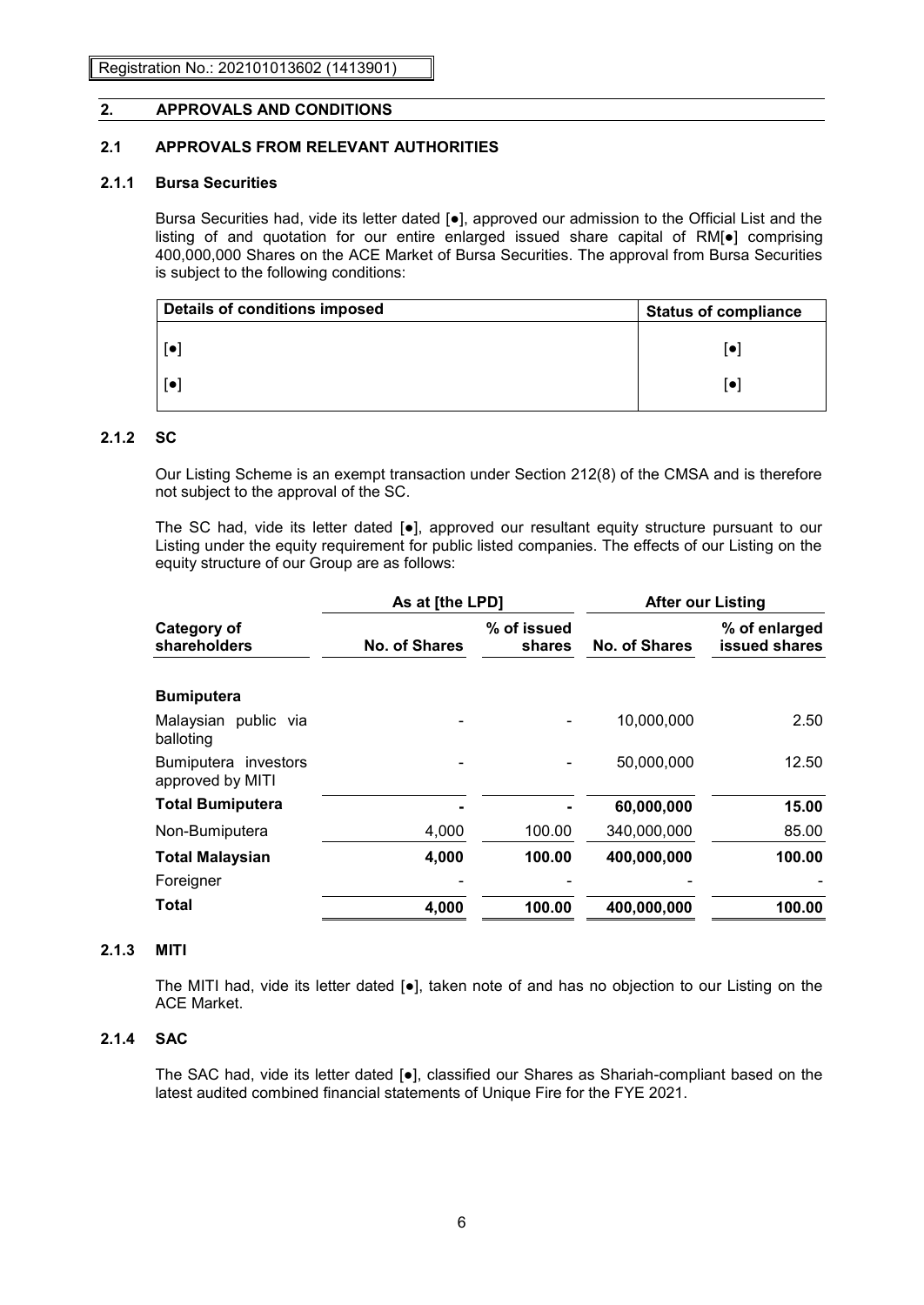Registration No.: 202101013602 (1413901)

## 2. APPROVALS AND CONDITIONS

### 2.1 APPROVALS FROM RELEVANT AUTHORITIES

#### 2.1.1 Bursa Securities

Bursa Securities had, vide its letter dated [●], approved our admission to the Official List and the listing of and quotation for our entire enlarged issued share capital of RM[●] comprising 400,000,000 Shares on the ACE Market of Bursa Securities. The approval from Bursa Securities is subject to the following conditions:

| Details of conditions imposed | Status of compliance |
|---|---|
| [●] | [●] |
| [●] | [●] |

#### 2.1.2 SC

Our Listing Scheme is an exempt transaction under Section 212(8) of the CMSA and is therefore not subject to the approval of the SC.

The SC had, vide its letter dated [●], approved our resultant equity structure pursuant to our Listing under the equity requirement for public listed companies. The effects of our Listing on the equity structure of our Group are as follows:

| | As at [the LPD] | | After our Listing | |
|---|---|---|---|---|
| **Category of shareholders** | **No. of Shares** | **% of issued shares** | **No. of Shares** | **% of enlarged issued shares** |
| **Bumiputera** | | | | |
| Malaysian public via balloting | - | - | 10,000,000 | 2.50 |
| Bumiputera investors approved by MITI | - | - | 50,000,000 | 12.50 |
| **Total Bumiputera** | **-** | **-** | **60,000,000** | **15.00** |
| Non-Bumiputera | 4,000 | 100.00 | 340,000,000 | 85.00 |
| **Total Malaysian** | **4,000** | **100.00** | **400,000,000** | **100.00** |
| Foreigner | - | - | - | - |
| **Total** | **4,000** | **100.00** | **400,000,000** | **100.00** |

#### 2.1.3 MITI

The MITI had, vide its letter dated [●], taken note of and has no objection to our Listing on the ACE Market.

#### 2.1.4 SAC

The SAC had, vide its letter dated [●], classified our Shares as Shariah-compliant based on the latest audited combined financial statements of Unique Fire for the FYE 2021.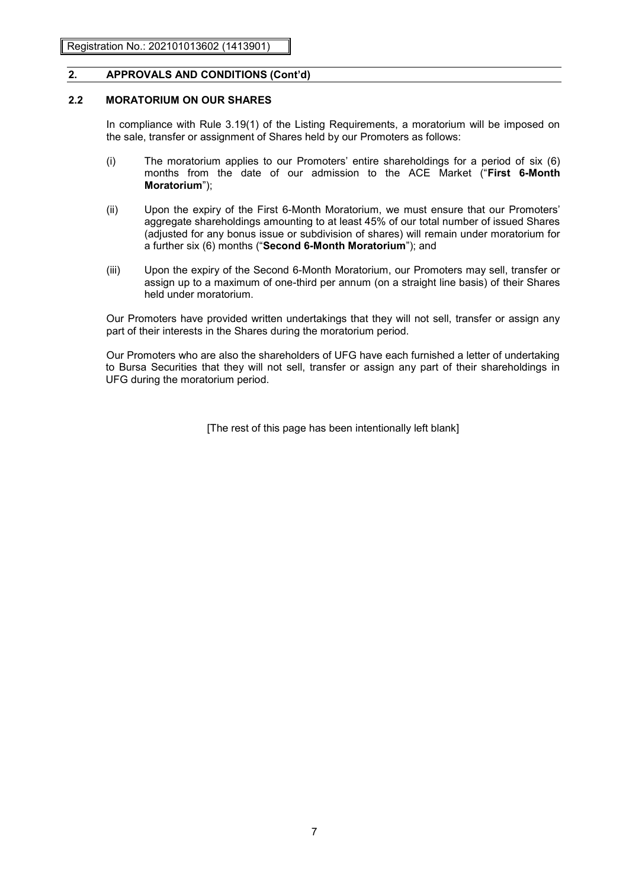## 2. APPROVALS AND CONDITIONS (Cont'd)

### 2.2 MORATORIUM ON OUR SHARES

In compliance with Rule 3.19(1) of the Listing Requirements, a moratorium will be imposed on the sale, transfer or assignment of Shares held by our Promoters as follows:

(i) The moratorium applies to our Promoters' entire shareholdings for a period of six (6) months from the date of our admission to the ACE Market ("**First 6-Month Moratorium**");

(ii) Upon the expiry of the First 6-Month Moratorium, we must ensure that our Promoters' aggregate shareholdings amounting to at least 45% of our total number of issued Shares (adjusted for any bonus issue or subdivision of shares) will remain under moratorium for a further six (6) months ("**Second 6-Month Moratorium**"); and

(iii) Upon the expiry of the Second 6-Month Moratorium, our Promoters may sell, transfer or assign up to a maximum of one-third per annum (on a straight line basis) of their Shares held under moratorium.

Our Promoters have provided written undertakings that they will not sell, transfer or assign any part of their interests in the Shares during the moratorium period.

Our Promoters who are also the shareholders of UFG have each furnished a letter of undertaking to Bursa Securities that they will not sell, transfer or assign any part of their shareholdings in UFG during the moratorium period.

[The rest of this page has been intentionally left blank]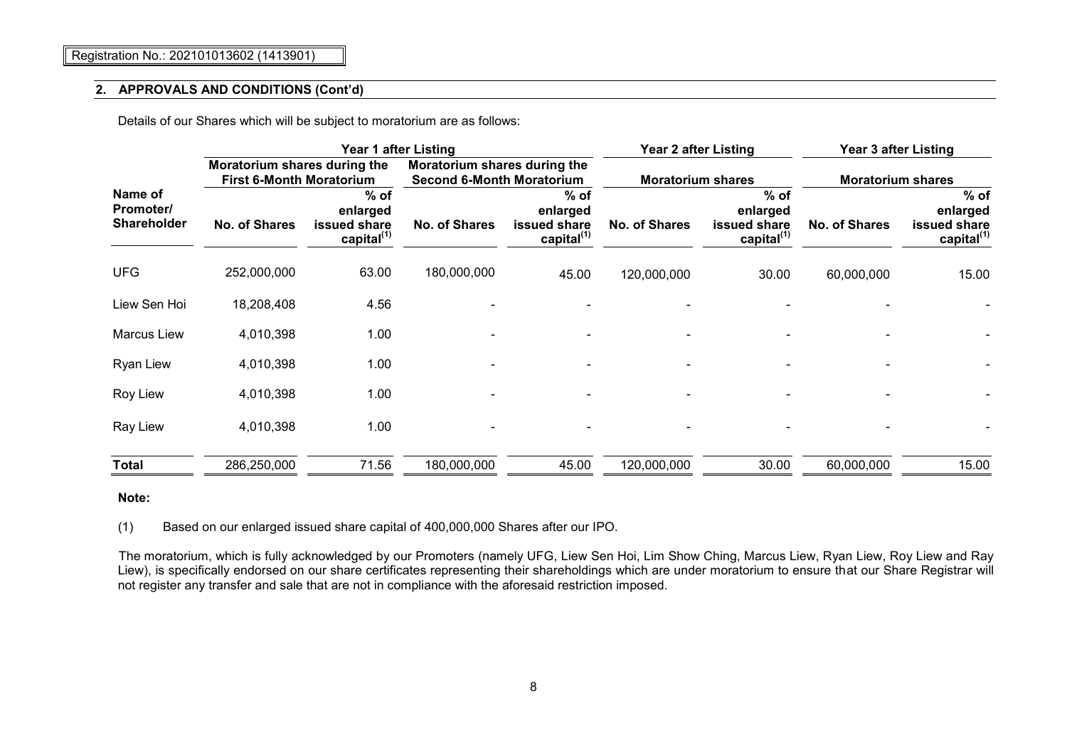Registration No.: 202101013602 (1413901)

## 2. APPROVALS AND CONDITIONS (Cont'd)

Details of our Shares which will be subject to moratorium are as follows:

| Name of Promoter/ Shareholder | Year 1 after Listing | | | | Year 2 after Listing | | Year 3 after Listing | |
|---|---|---|---|---|---|---|---|---|
| | Moratorium shares during the First 6-Month Moratorium | | Moratorium shares during the Second 6-Month Moratorium | | Moratorium shares | | Moratorium shares | |
| | No. of Shares | % of enlarged issued share capital[(1)] | No. of Shares | % of enlarged issued share capital[(1)] | No. of Shares | % of enlarged issued share capital[(1)] | No. of Shares | % of enlarged issued share capital[(1)] |
| UFG | 252,000,000 | 63.00 | 180,000,000 | 45.00 | 120,000,000 | 30.00 | 60,000,000 | 15.00 |
| Liew Sen Hoi | 18,208,408 | 4.56 | - | - | - | - | - | - |
| Marcus Liew | 4,010,398 | 1.00 | - | - | - | - | - | - |
| Ryan Liew | 4,010,398 | 1.00 | - | - | - | - | - | - |
| Roy Liew | 4,010,398 | 1.00 | - | - | - | - | - | - |
| Ray Liew | 4,010,398 | 1.00 | - | - | - | - | - | - |
| **Total** | 286,250,000 | 71.56 | 180,000,000 | 45.00 | 120,000,000 | 30.00 | 60,000,000 | 15.00 |

**Note:**

(1) Based on our enlarged issued share capital of 400,000,000 Shares after our IPO.

The moratorium, which is fully acknowledged by our Promoters (namely UFG, Liew Sen Hoi, Lim Show Ching, Marcus Liew, Ryan Liew, Roy Liew and Ray Liew), is specifically endorsed on our share certificates representing their shareholdings which are under moratorium to ensure that our Share Registrar will not register any transfer and sale that are not in compliance with the aforesaid restriction imposed.